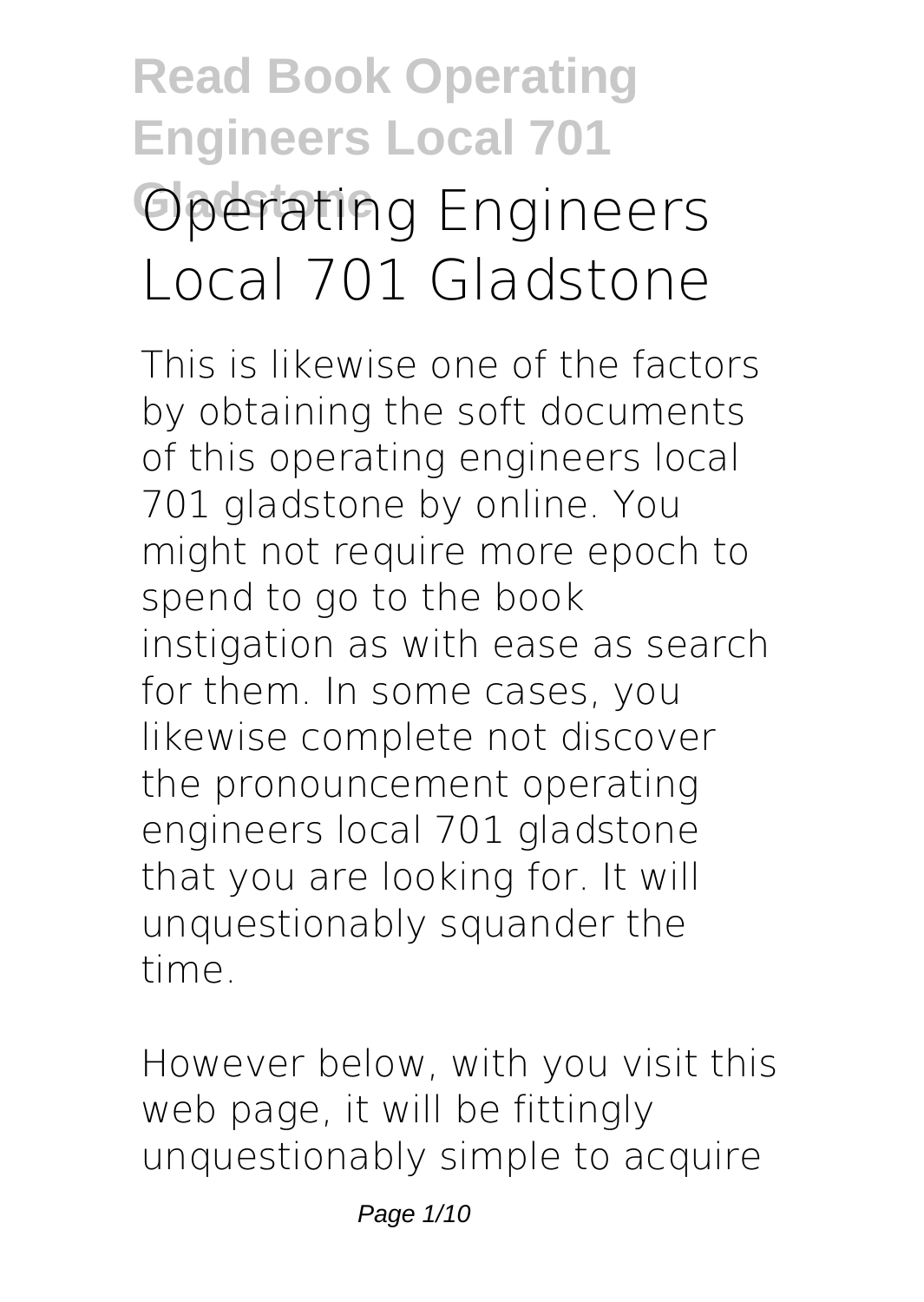# Read Book Operating Engineers Local 701 Gladstone Operating Engineers Local 701 Gladstone

This is likewise one of the factors by obtaining the soft documents of this operating engineers local 701 gladstone by online. You might not require more epoch to spend to go to the book instigation as with ease as search for them. In some cases, you likewise complete not discover the pronouncement operating engineers local 701 gladstone that you are looking for. It will unquestionably squander the time.

However below, with you visit this web page, it will be fittingly unquestionably simple to acquire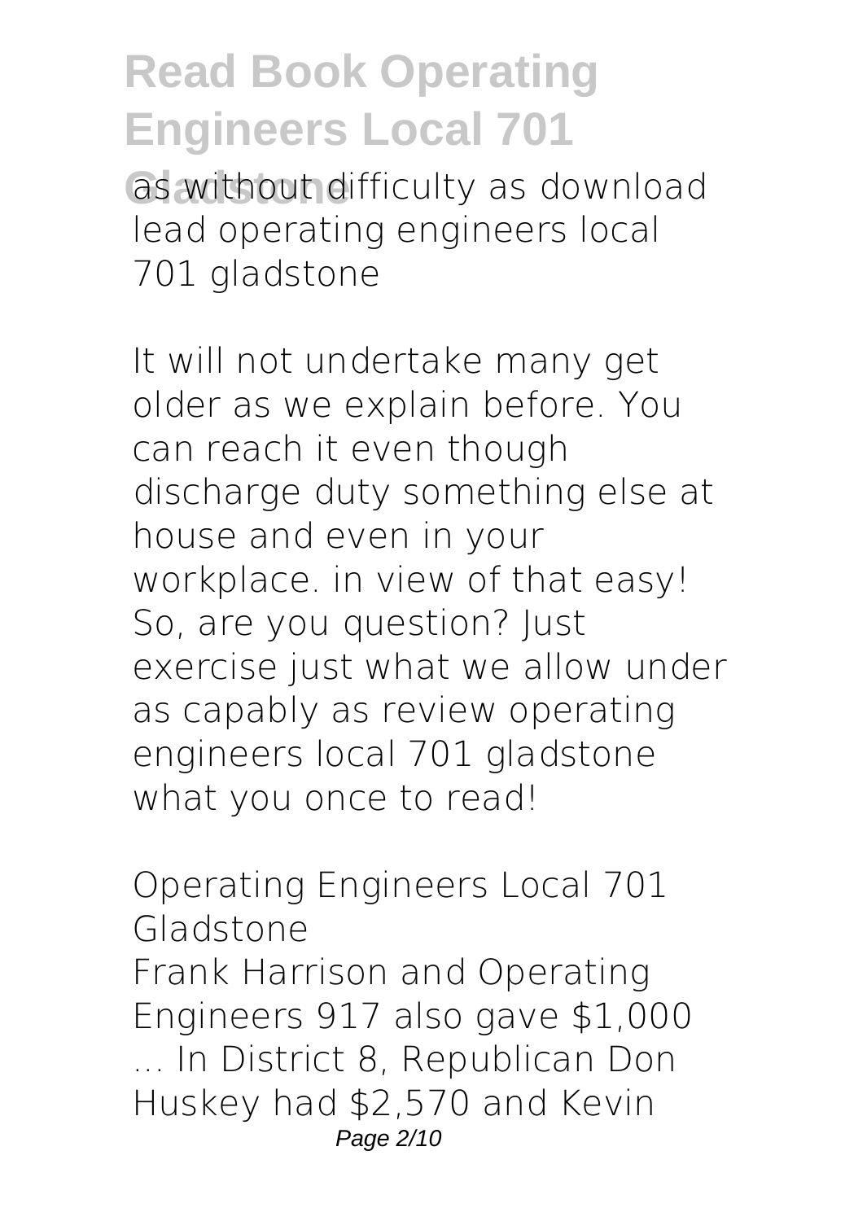as without difficulty as download lead operating engineers local 701 gladstone

It will not undertake many get older as we explain before. You can reach it even though discharge duty something else at house and even in your workplace. in view of that easy! So, are you question? Just exercise just what we allow under as capably as review operating engineers local 701 gladstone what you once to read!

## Operating Engineers Local 701 Gladstone

Frank Harrison and Operating Engineers 917 also gave $1,000 ... In District 8, Republican Don Huskey had $2,570 and Kevin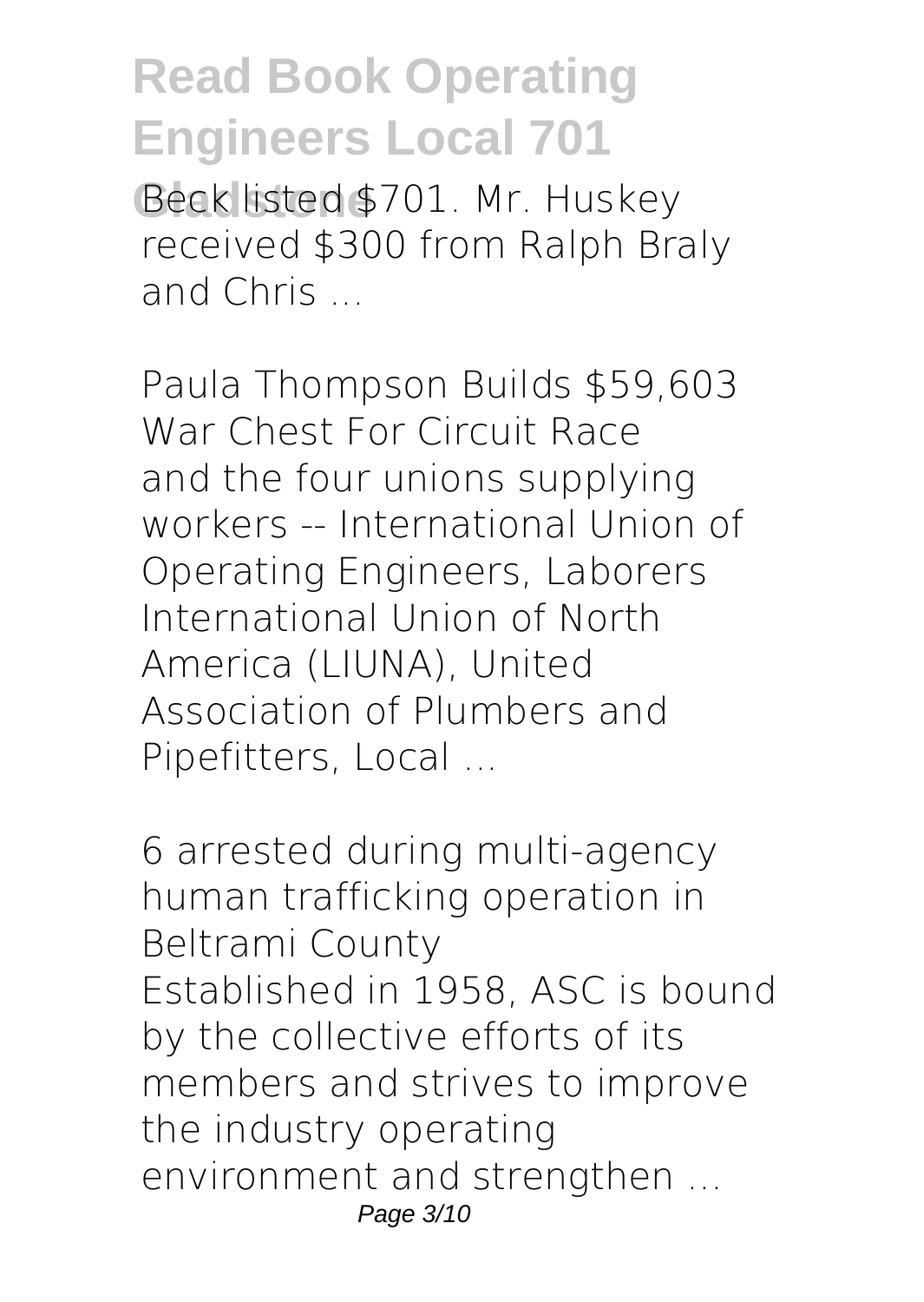Beck listed $701. Mr. Huskey received $300 from Ralph Braly and Chris ...

*Paula Thompson Builds $59,603 War Chest For Circuit Race*

and the four unions supplying workers -- International Union of Operating Engineers, Laborers International Union of North America (LIUNA), United Association of Plumbers and Pipefitters, Local ...

*6 arrested during multi-agency human trafficking operation in Beltrami County*

Established in 1958, ASC is bound by the collective efforts of its members and strives to improve the industry operating environment and strengthen ...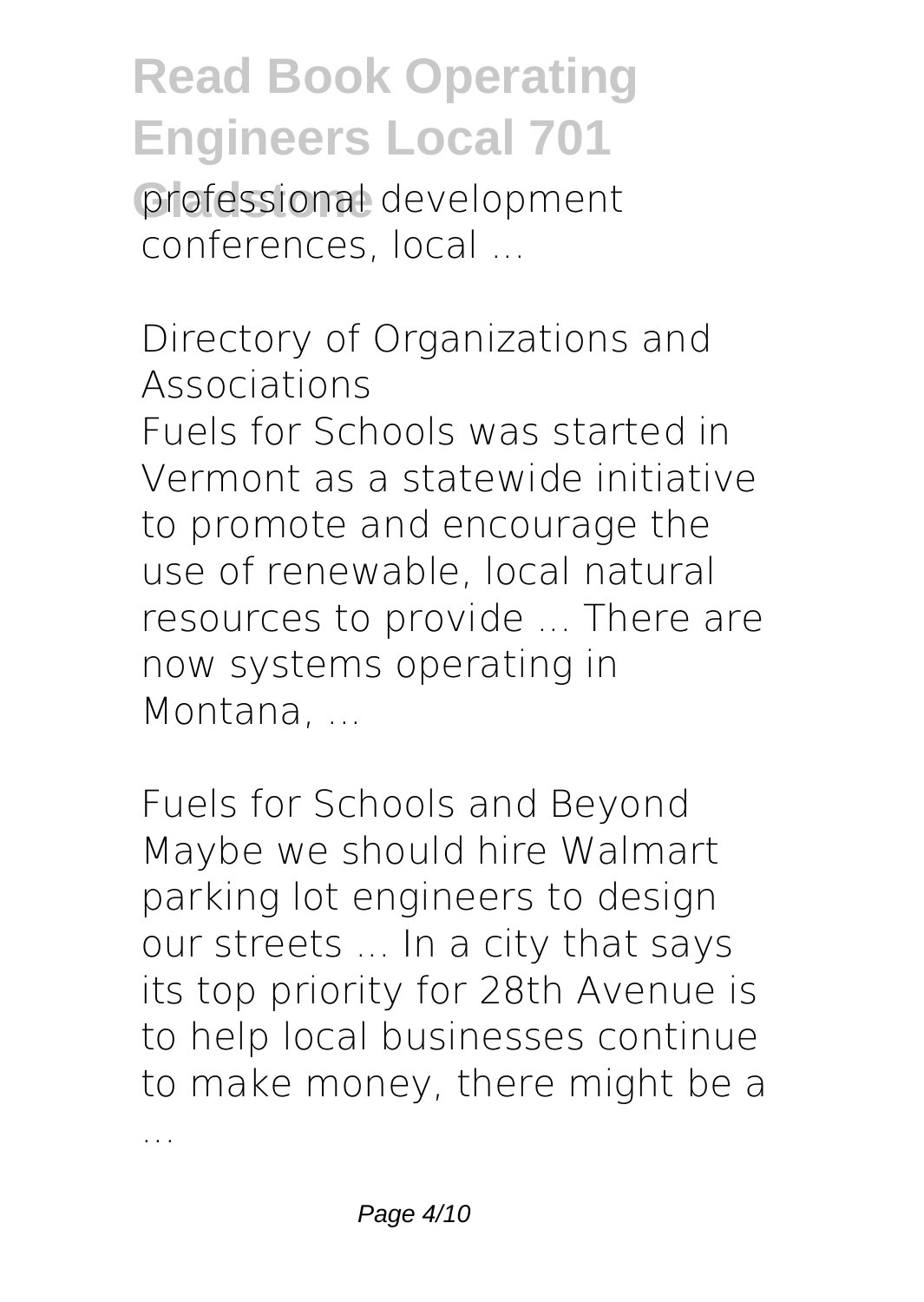professional development conferences, local ...

## Directory of Organizations and Associations

Fuels for Schools was started in Vermont as a statewide initiative to promote and encourage the use of renewable, local natural resources to provide ... There are now systems operating in Montana, ...

## Fuels for Schools and Beyond

Maybe we should hire Walmart parking lot engineers to design our streets ... In a city that says its top priority for 28th Avenue is to help local businesses continue to make money, there might be a ...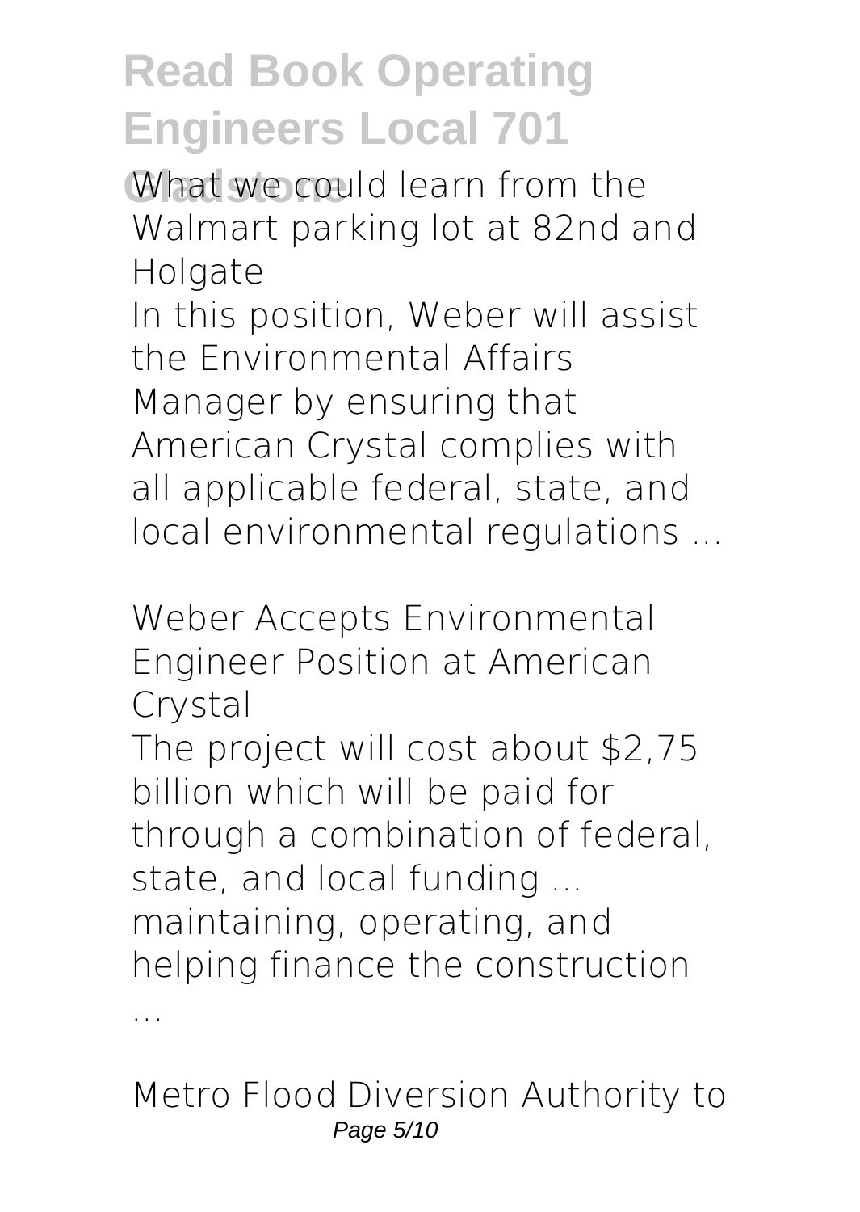**What we could learn from the Walmart parking lot at 82nd and Holgate**

In this position, Weber will assist the Environmental Affairs Manager by ensuring that American Crystal complies with all applicable federal, state, and local environmental regulations ...

**Weber Accepts Environmental Engineer Position at American Crystal**

The project will cost about $2,75 billion which will be paid for through a combination of federal, state, and local funding ... maintaining, operating, and helping finance the construction ...

**Metro Flood Diversion Authority to**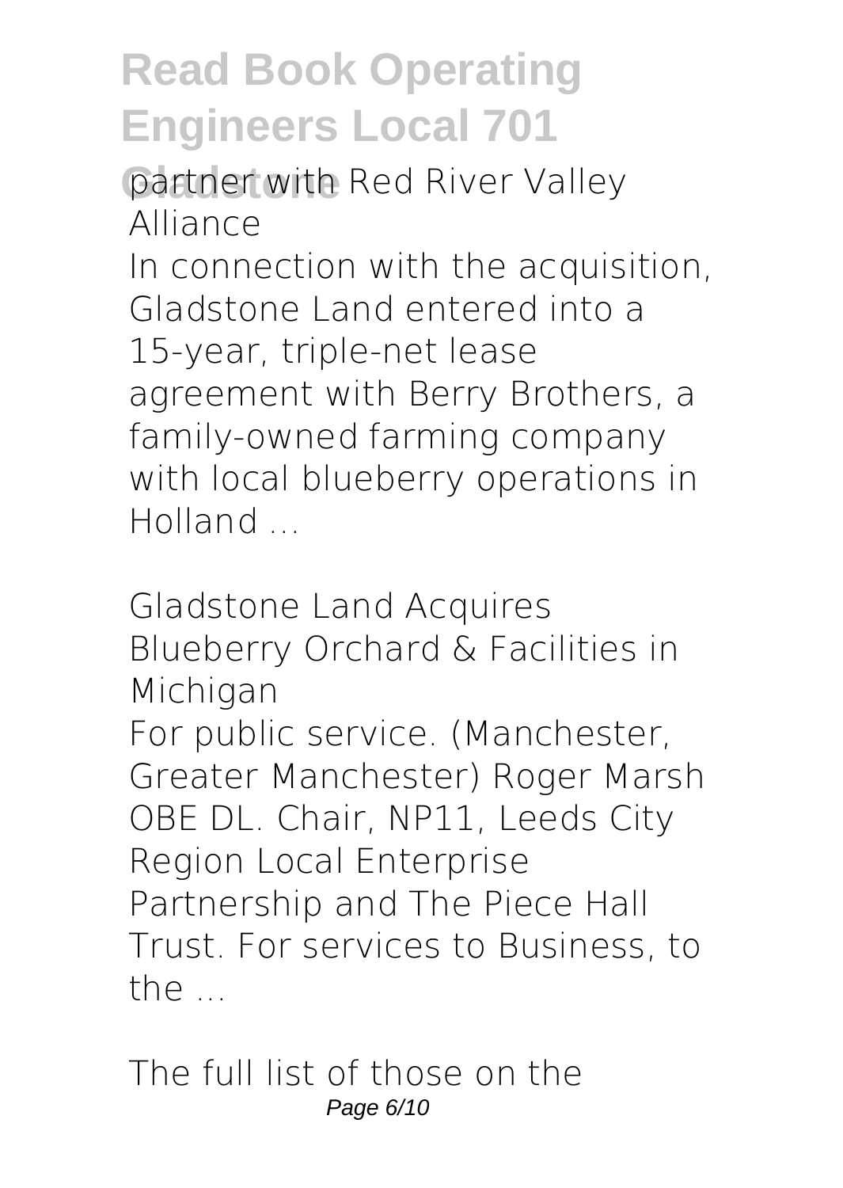partner with Red River Valley Alliance

In connection with the acquisition, Gladstone Land entered into a 15-year, triple-net lease agreement with Berry Brothers, a family-owned farming company with local blueberry operations in Holland ...

*Gladstone Land Acquires Blueberry Orchard & Facilities in Michigan*

For public service. (Manchester, Greater Manchester) Roger Marsh OBE DL. Chair, NP11, Leeds City Region Local Enterprise Partnership and The Piece Hall Trust. For services to Business, to the ...

*The full list of those on the*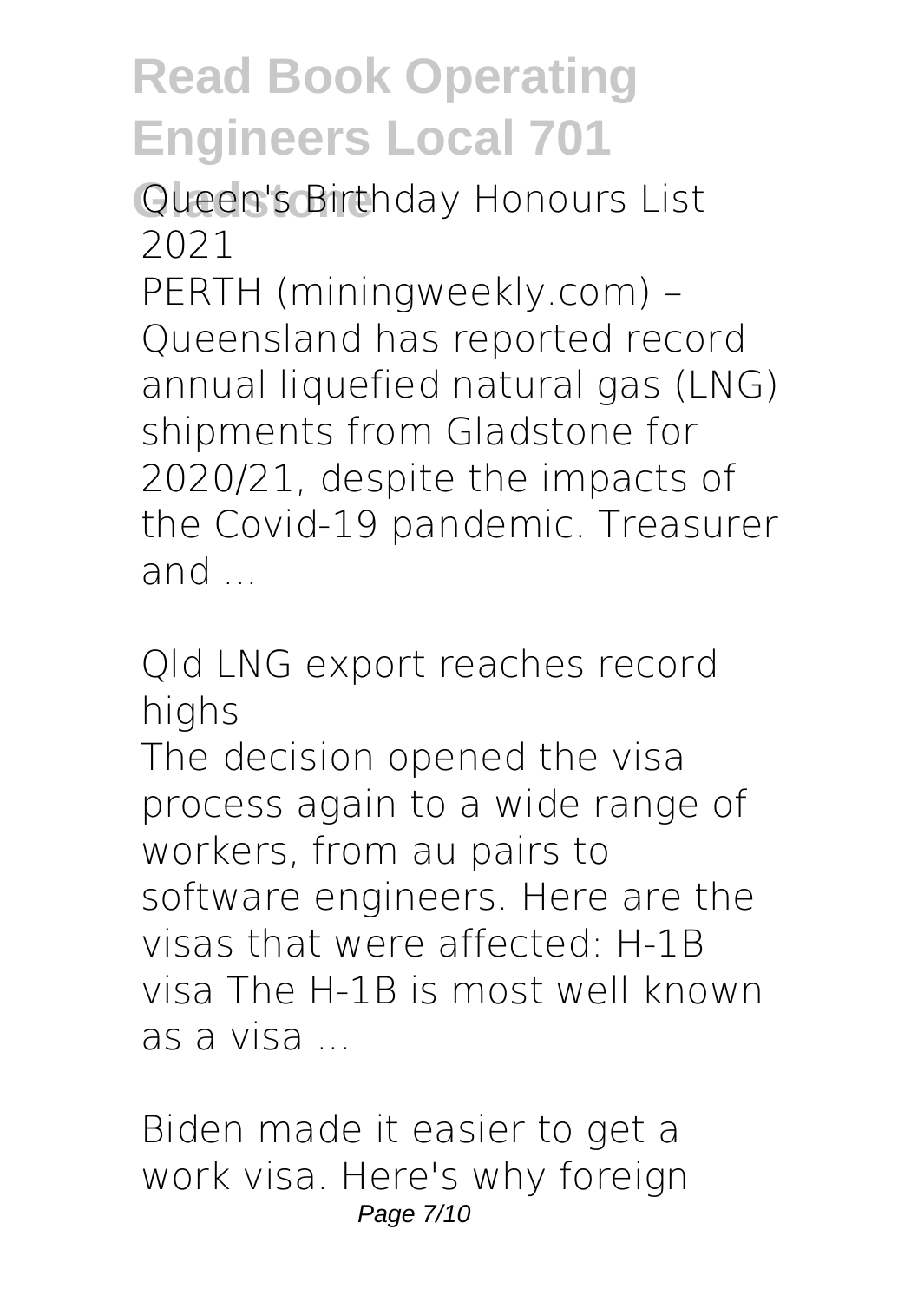Queen's Birthday Honours List 2021

PERTH (miningweekly.com) – Queensland has reported record annual liquefied natural gas (LNG) shipments from Gladstone for 2020/21, despite the impacts of the Covid-19 pandemic. Treasurer and ...

Qld LNG export reaches record highs

The decision opened the visa process again to a wide range of workers, from au pairs to software engineers. Here are the visas that were affected: H-1B visa The H-1B is most well known as a visa ...

Biden made it easier to get a work visa. Here's why foreign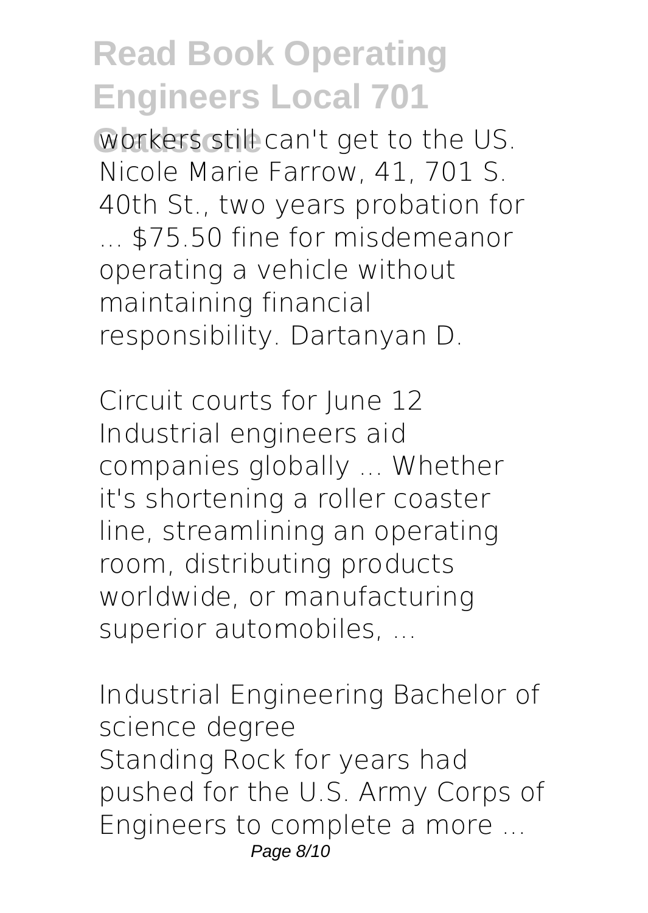workers still can't get to the US. Nicole Marie Farrow, 41, 701 S. 40th St., two years probation for ... $75.50 fine for misdemeanor operating a vehicle without maintaining financial responsibility. Dartanyan D.

*Circuit courts for June 12*

Industrial engineers aid companies globally ... Whether it's shortening a roller coaster line, streamlining an operating room, distributing products worldwide, or manufacturing superior automobiles, ...

*Industrial Engineering Bachelor of science degree*

Standing Rock for years had pushed for the U.S. Army Corps of Engineers to complete a more ...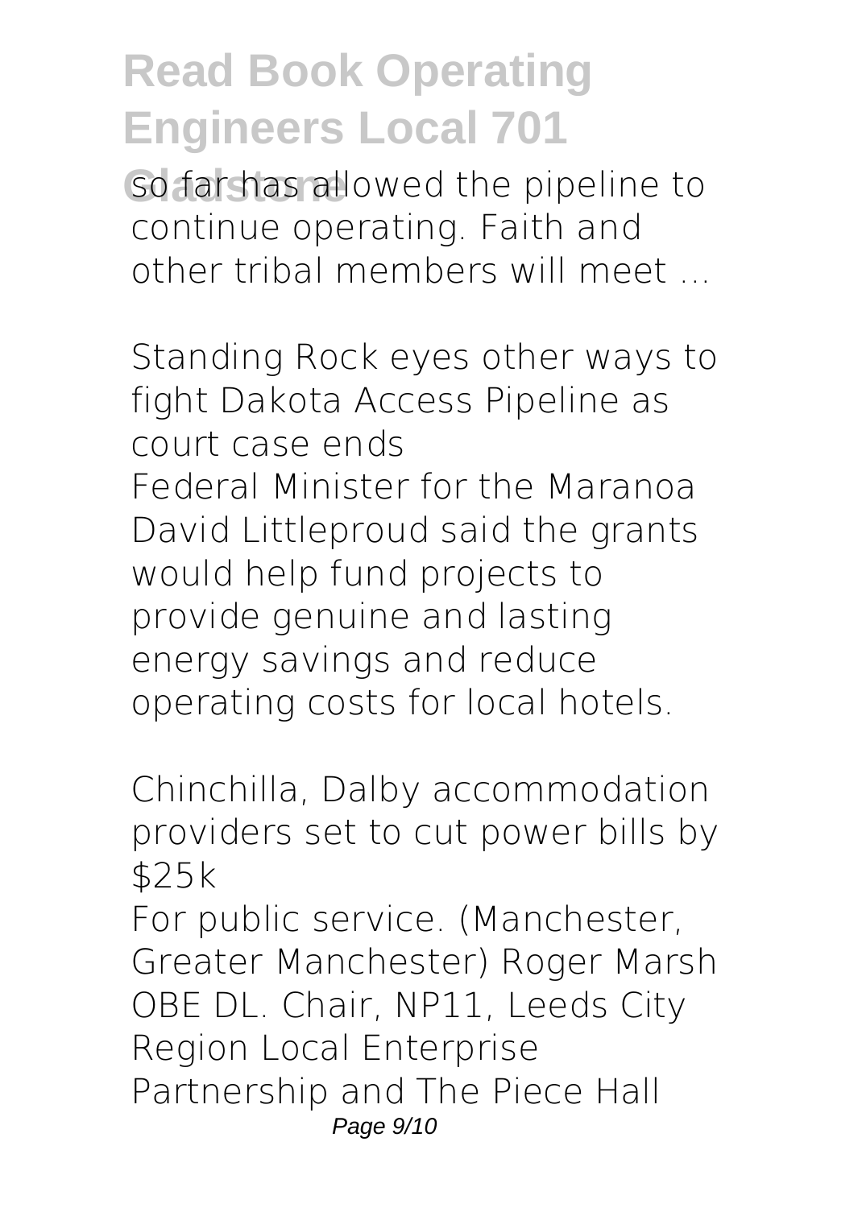so far has allowed the pipeline to continue operating. Faith and other tribal members will meet ...

*Standing Rock eyes other ways to fight Dakota Access Pipeline as court case ends*

Federal Minister for the Maranoa David Littleproud said the grants would help fund projects to provide genuine and lasting energy savings and reduce operating costs for local hotels.

*Chinchilla, Dalby accommodation providers set to cut power bills by $25k*

For public service. (Manchester, Greater Manchester) Roger Marsh OBE DL. Chair, NP11, Leeds City Region Local Enterprise Partnership and The Piece Hall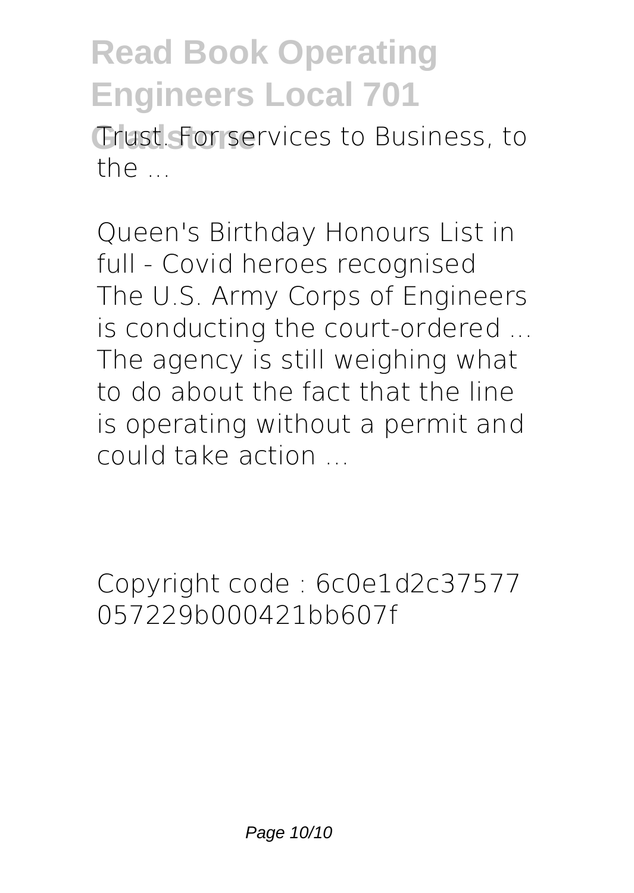Trust. For services to Business, to the ...

Queen's Birthday Honours List in full - Covid heroes recognised
The U.S. Army Corps of Engineers is conducting the court-ordered ... The agency is still weighing what to do about the fact that the line is operating without a permit and could take action ...

Copyright code : 6c0e1d2c37577057229b000421bb607f